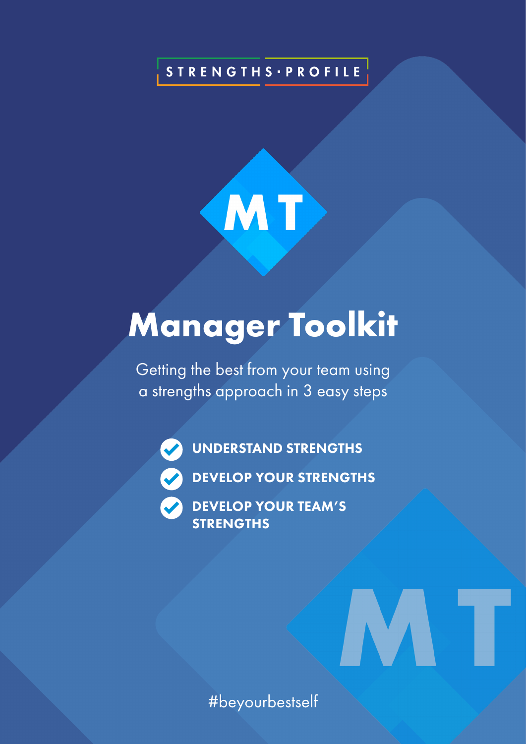STRENGTHS·PROFILE

MT

# Manager Toolkit

Getting the best from your team using a strengths approach in 3 easy steps

- **UNDERSTAND STRENGTHS**
- **DEVELOP YOUR STRENGTHS**
- **DEVELOP YOUR TEAM'S STRENGTHS**

MT

#beyourbestself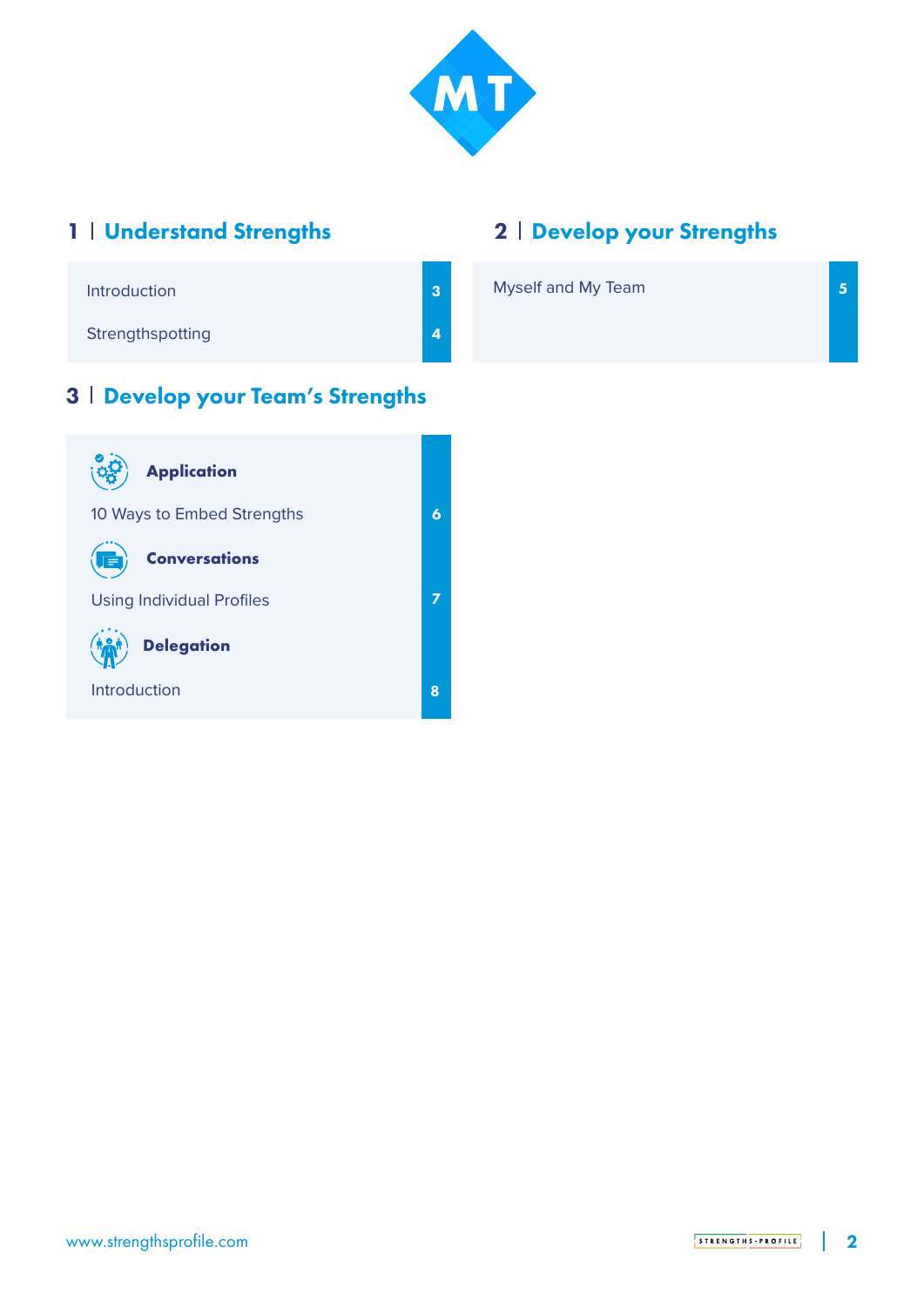MT

## 1 | Understand Strengths

| | |
|---|---|
| Introduction | 3 |
| Strengthspotting | 4 |

## 2 | Develop your Strengths

| | |
|---|---|
| Myself and My Team | 5 |

## 3 | Develop your Team's Strengths

**Application**

| | |
|---|---|
| 10 Ways to Embed Strengths | 6 |

**Conversations**

| | |
|---|---|
| Using Individual Profiles | 7 |

**Delegation**

| | |
|---|---|
| Introduction | 8 |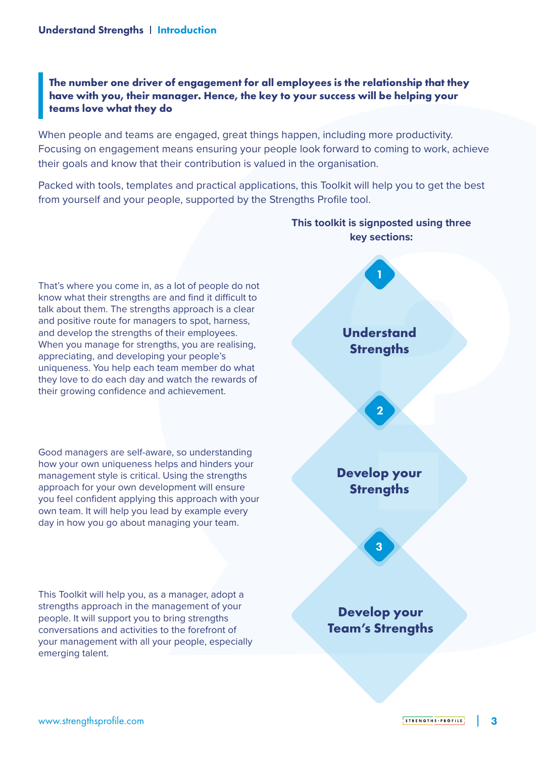**The number one driver of engagement for all employees is the relationship that they have with you, their manager. Hence, the key to your success will be helping your teams love what they do**

When people and teams are engaged, great things happen, including more productivity. Focusing on engagement means ensuring your people look forward to coming to work, achieve their goals and know that their contribution is valued in the organisation.

Packed with tools, templates and practical applications, this Toolkit will help you to get the best from yourself and your people, supported by the Strengths Profile tool.

**This toolkit is signposted using three key sections:**

**1 Understand Strengths**

That's where you come in, as a lot of people do not know what their strengths are and find it difficult to talk about them. The strengths approach is a clear and positive route for managers to spot, harness, and develop the strengths of their employees. When you manage for strengths, you are realising, appreciating, and developing your people's uniqueness. You help each team member do what they love to do each day and watch the rewards of their growing confidence and achievement.

**2 Develop your Strengths**

Good managers are self-aware, so understanding how your own uniqueness helps and hinders your management style is critical. Using the strengths approach for your own development will ensure you feel confident applying this approach with your own team. It will help you lead by example every day in how you go about managing your team.

**3 Develop your Team's Strengths**

This Toolkit will help you, as a manager, adopt a strengths approach in the management of your people. It will support you to bring strengths conversations and activities to the forefront of your management with all your people, especially emerging talent.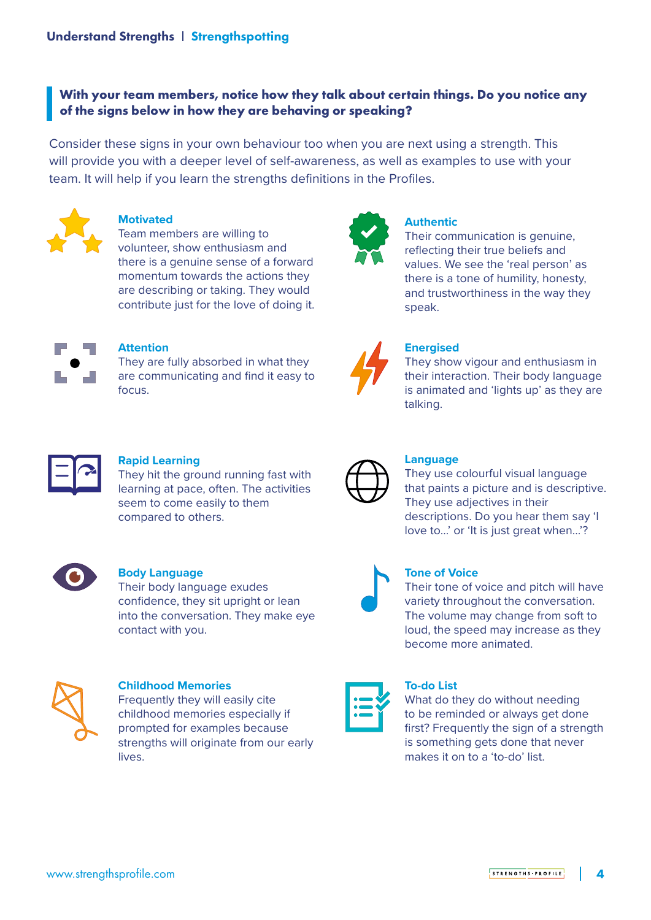**With your team members, notice how they talk about certain things. Do you notice any of the signs below in how they are behaving or speaking?**

Consider these signs in your own behaviour too when you are next using a strength. This will provide you with a deeper level of self-awareness, as well as examples to use with your team. It will help if you learn the strengths definitions in the Profiles.

### Motivated

Team members are willing to volunteer, show enthusiasm and there is a genuine sense of a forward momentum towards the actions they are describing or taking. They would contribute just for the love of doing it.

### Authentic

Their communication is genuine, reflecting their true beliefs and values. We see the 'real person' as there is a tone of humility, honesty, and trustworthiness in the way they speak.

### Attention

They are fully absorbed in what they are communicating and find it easy to focus.

### Energised

They show vigour and enthusiasm in their interaction. Their body language is animated and 'lights up' as they are talking.

### Rapid Learning

They hit the ground running fast with learning at pace, often. The activities seem to come easily to them compared to others.

### Language

They use colourful visual language that paints a picture and is descriptive. They use adjectives in their descriptions. Do you hear them say 'I love to…' or 'It is just great when…'?

### Body Language

Their body language exudes confidence, they sit upright or lean into the conversation. They make eye contact with you.

### Tone of Voice

Their tone of voice and pitch will have variety throughout the conversation. The volume may change from soft to loud, the speed may increase as they become more animated.

### Childhood Memories

Frequently they will easily cite childhood memories especially if prompted for examples because strengths will originate from our early lives.

### To-do List

What do they do without needing to be reminded or always get done first? Frequently the sign of a strength is something gets done that never makes it on to a 'to-do' list.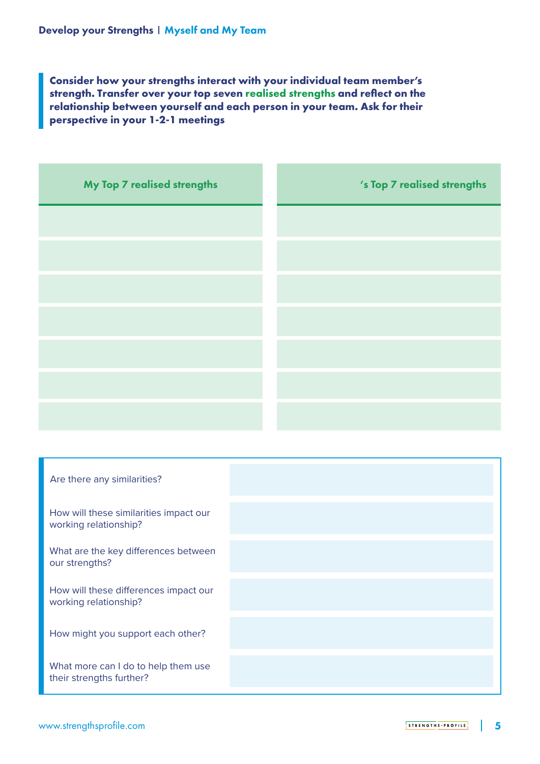**Consider how your strengths interact with your individual team member's strength. Transfer over your top seven realised strengths and reflect on the relationship between yourself and each person in your team. Ask for their perspective in your 1-2-1 meetings**

| My Top 7 realised strengths | 's Top 7 realised strengths |
|---|---|
| | |
| | |
| | |
| | |
| | |
| | |
| | |

| | |
|---|---|
| Are there any similarities? | |
| How will these similarities impact our working relationship? | |
| What are the key differences between our strengths? | |
| How will these differences impact our working relationship? | |
| How might you support each other? | |
| What more can I do to help them use their strengths further? | |

www.strengthsprofile.com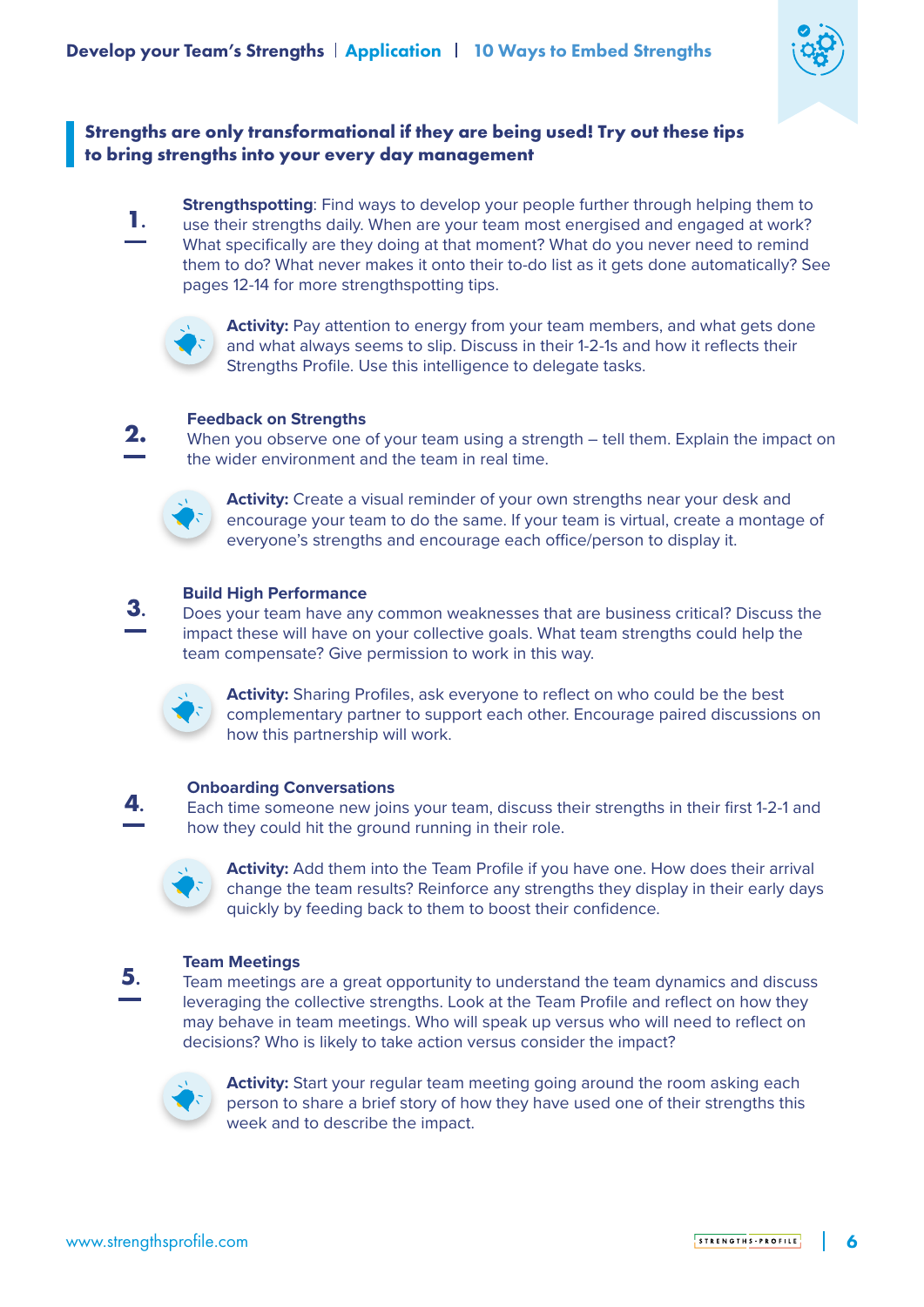**Strengths are only transformational if they are being used! Try out these tips to bring strengths into your every day management**

1. **Strengthspotting**: Find ways to develop your people further through helping them to use their strengths daily. When are your team most energised and engaged at work? What specifically are they doing at that moment? What do you never need to remind them to do? What never makes it onto their to-do list as it gets done automatically? See pages 12-14 for more strengthspotting tips.

   **Activity:** Pay attention to energy from your team members, and what gets done and what always seems to slip. Discuss in their 1-2-1s and how it reflects their Strengths Profile. Use this intelligence to delegate tasks.

2. **Feedback on Strengths**
   When you observe one of your team using a strength – tell them. Explain the impact on the wider environment and the team in real time.

   **Activity:** Create a visual reminder of your own strengths near your desk and encourage your team to do the same. If your team is virtual, create a montage of everyone's strengths and encourage each office/person to display it.

3. **Build High Performance**
   Does your team have any common weaknesses that are business critical? Discuss the impact these will have on your collective goals. What team strengths could help the team compensate? Give permission to work in this way.

   **Activity:** Sharing Profiles, ask everyone to reflect on who could be the best complementary partner to support each other. Encourage paired discussions on how this partnership will work.

4. **Onboarding Conversations**
   Each time someone new joins your team, discuss their strengths in their first 1-2-1 and how they could hit the ground running in their role.

   **Activity:** Add them into the Team Profile if you have one. How does their arrival change the team results? Reinforce any strengths they display in their early days quickly by feeding back to them to boost their confidence.

5. **Team Meetings**
   Team meetings are a great opportunity to understand the team dynamics and discuss leveraging the collective strengths. Look at the Team Profile and reflect on how they may behave in team meetings. Who will speak up versus who will need to reflect on decisions? Who is likely to take action versus consider the impact?

   **Activity:** Start your regular team meeting going around the room asking each person to share a brief story of how they have used one of their strengths this week and to describe the impact.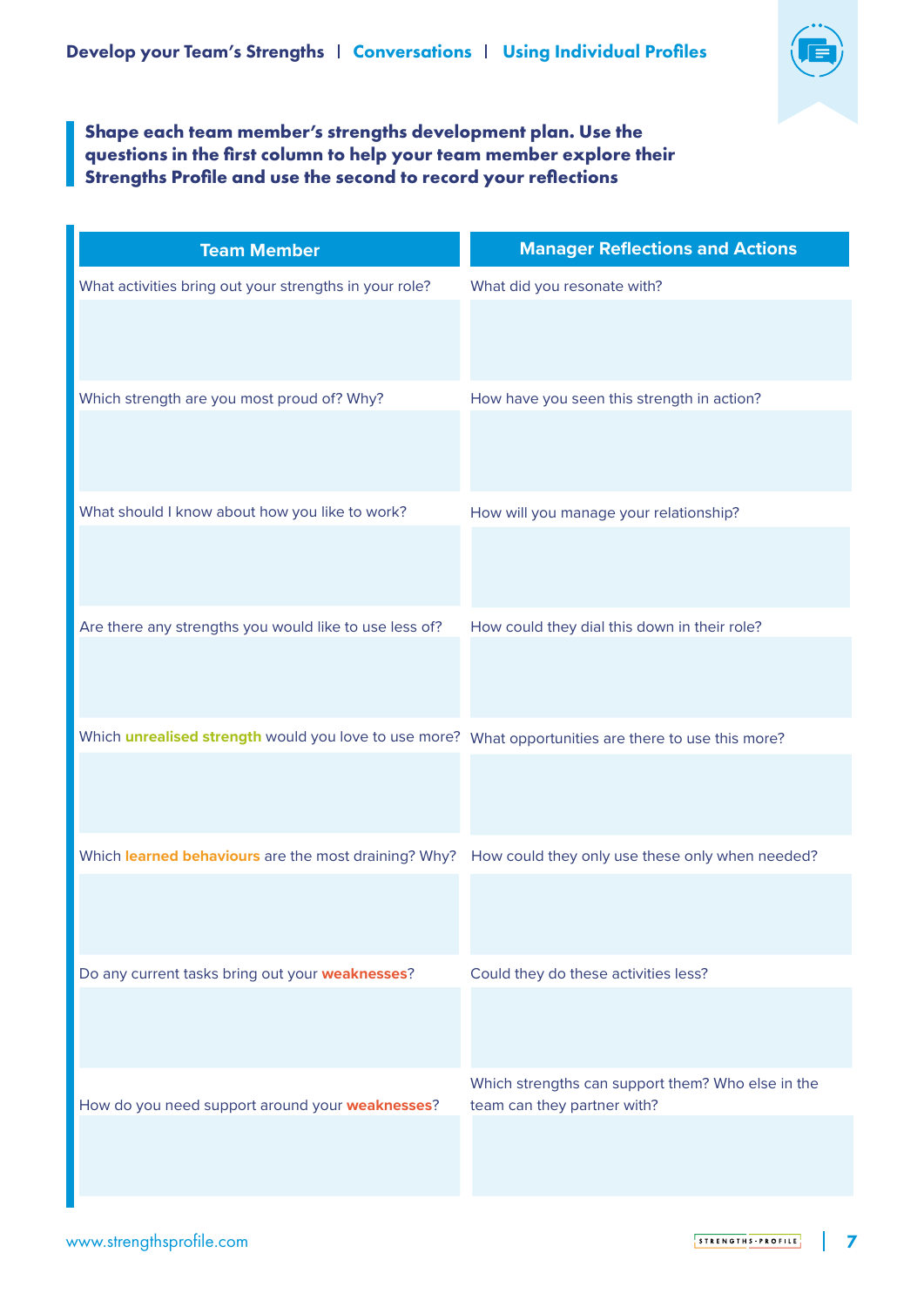**Shape each team member's strengths development plan. Use the questions in the first column to help your team member explore their Strengths Profile and use the second to record your reflections**

| Team Member | Manager Reflections and Actions |
|---|---|
| What activities bring out your strengths in your role? | What did you resonate with? |
| Which strength are you most proud of? Why? | How have you seen this strength in action? |
| What should I know about how you like to work? | How will you manage your relationship? |
| Are there any strengths you would like to use less of? | How could they dial this down in their role? |
| Which **unrealised strength** would you love to use more? | What opportunities are there to use this more? |
| Which **learned behaviours** are the most draining? Why? | How could they only use these only when needed? |
| Do any current tasks bring out your **weaknesses**? | Could they do these activities less? |
| How do you need support around your **weaknesses**? | Which strengths can support them? Who else in the team can they partner with? |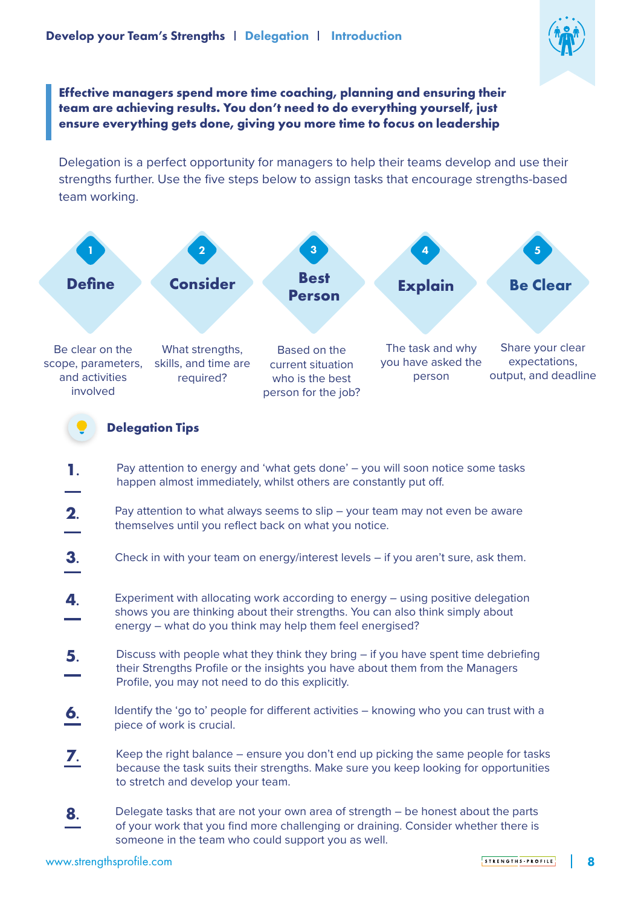**Effective managers spend more time coaching, planning and ensuring their team are achieving results. You don't need to do everything yourself, just ensure everything gets done, giving you more time to focus on leadership**

Delegation is a perfect opportunity for managers to help their teams develop and use their strengths further. Use the five steps below to assign tasks that encourage strengths-based team working.

1. **Define** – Be clear on the scope, parameters, and activities involved
2. **Consider** – What strengths, skills, and time are required?
3. **Best Person** – Based on the current situation who is the best person for the job?
4. **Explain** – The task and why you have asked the person
5. **Be Clear** – Share your clear expectations, output, and deadline

## Delegation Tips

1. Pay attention to energy and 'what gets done' – you will soon notice some tasks happen almost immediately, whilst others are constantly put off.
2. Pay attention to what always seems to slip – your team may not even be aware themselves until you reflect back on what you notice.
3. Check in with your team on energy/interest levels – if you aren't sure, ask them.
4. Experiment with allocating work according to energy – using positive delegation shows you are thinking about their strengths. You can also think simply about energy – what do you think may help them feel energised?
5. Discuss with people what they think they bring – if you have spent time debriefing their Strengths Profile or the insights you have about them from the Managers Profile, you may not need to do this explicitly.
6. Identify the 'go to' people for different activities – knowing who you can trust with a piece of work is crucial.
7. Keep the right balance – ensure you don't end up picking the same people for tasks because the task suits their strengths. Make sure you keep looking for opportunities to stretch and develop your team.
8. Delegate tasks that are not your own area of strength – be honest about the parts of your work that you find more challenging or draining. Consider whether there is someone in the team who could support you as well.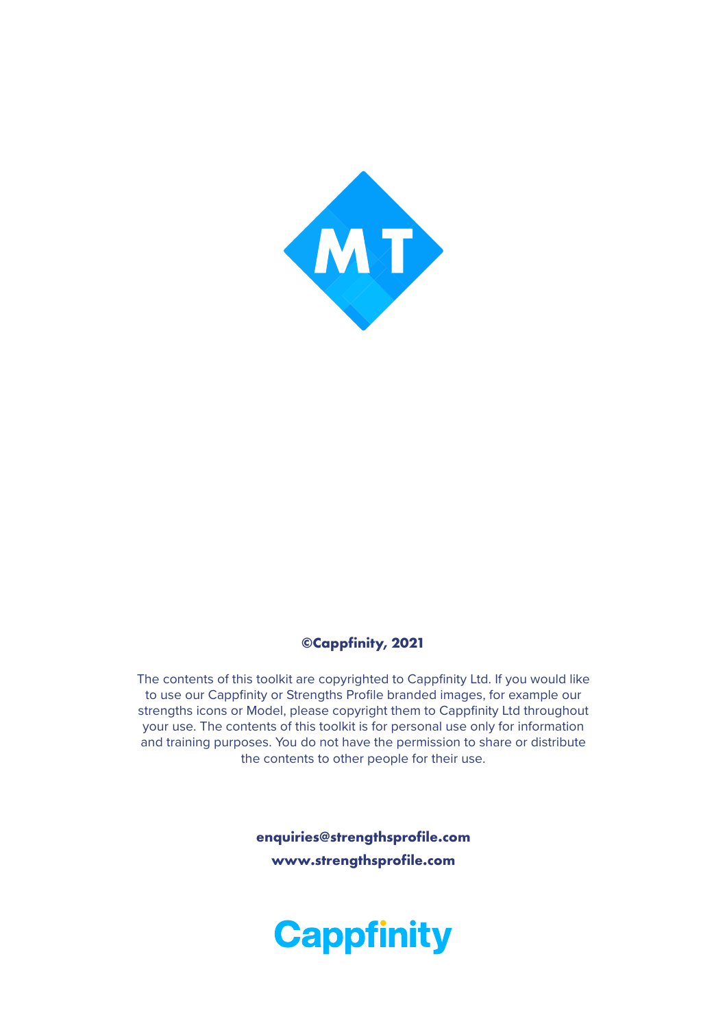MT

**©Cappfinity, 2021**

The contents of this toolkit are copyrighted to Cappfinity Ltd. If you would like to use our Cappfinity or Strengths Profile branded images, for example our strengths icons or Model, please copyright them to Cappfinity Ltd throughout your use. The contents of this toolkit is for personal use only for information and training purposes. You do not have the permission to share or distribute the contents to other people for their use.

**enquiries@strengthsprofile.com**

**www.strengthsprofile.com**

Cappfinity